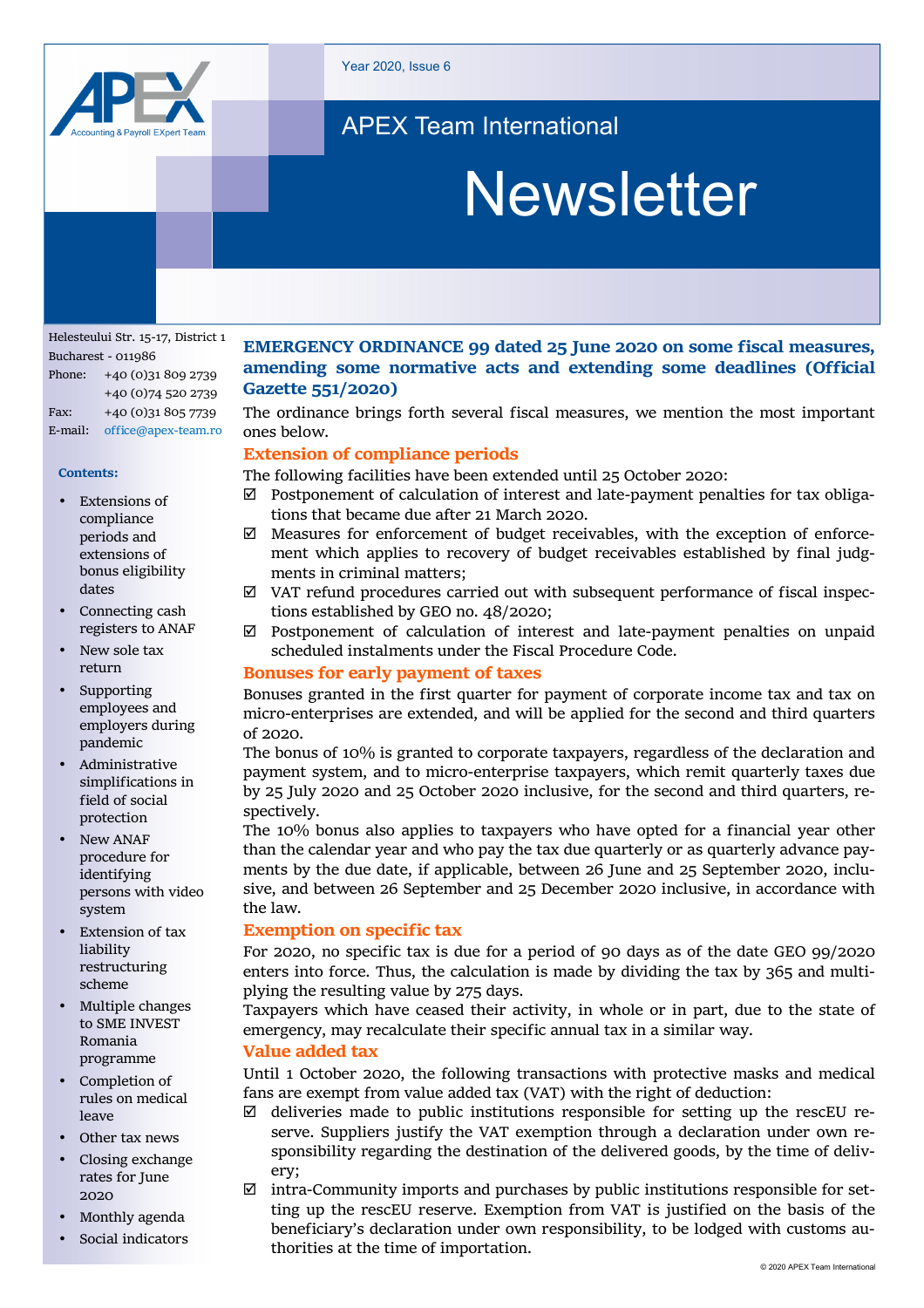Year 2020, Issue 6

APEX Team International

# Newsletter

Helesteului Str. 15-17, District 1
Bucharest - 011986
Phone: +40 (0)31 809 2739
+40 (0)74 520 2739
Fax: +40 (0)31 805 7739
E-mail: office@apex-team.ro

**Contents:**

- Extensions of compliance periods and extensions of bonus eligibility dates
- Connecting cash registers to ANAF
- New sole tax return
- Supporting employees and employers during pandemic
- Administrative simplifications in field of social protection
- New ANAF procedure for identifying persons with video system
- Extension of tax liability restructuring scheme
- Multiple changes to SME INVEST Romania programme
- Completion of rules on medical leave
- Other tax news
- Closing exchange rates for June 2020
- Monthly agenda
- Social indicators

## EMERGENCY ORDINANCE 99 dated 25 June 2020 on some fiscal measures, amending some normative acts and extending some deadlines (Official Gazette 551/2020)

The ordinance brings forth several fiscal measures, we mention the most important ones below.

### Extension of compliance periods

The following facilities have been extended until 25 October 2020:

- ☑ Postponement of calculation of interest and late-payment penalties for tax obligations that became due after 21 March 2020.
- ☑ Measures for enforcement of budget receivables, with the exception of enforcement which applies to recovery of budget receivables established by final judgments in criminal matters;
- ☑ VAT refund procedures carried out with subsequent performance of fiscal inspections established by GEO no. 48/2020;
- ☑ Postponement of calculation of interest and late-payment penalties on unpaid scheduled instalments under the Fiscal Procedure Code.

### Bonuses for early payment of taxes

Bonuses granted in the first quarter for payment of corporate income tax and tax on micro-enterprises are extended, and will be applied for the second and third quarters of 2020.

The bonus of 10% is granted to corporate taxpayers, regardless of the declaration and payment system, and to micro-enterprise taxpayers, which remit quarterly taxes due by 25 July 2020 and 25 October 2020 inclusive, for the second and third quarters, respectively.

The 10% bonus also applies to taxpayers who have opted for a financial year other than the calendar year and who pay the tax due quarterly or as quarterly advance payments by the due date, if applicable, between 26 June and 25 September 2020, inclusive, and between 26 September and 25 December 2020 inclusive, in accordance with the law.

### Exemption on specific tax

For 2020, no specific tax is due for a period of 90 days as of the date GEO 99/2020 enters into force. Thus, the calculation is made by dividing the tax by 365 and multiplying the resulting value by 275 days.

Taxpayers which have ceased their activity, in whole or in part, due to the state of emergency, may recalculate their specific annual tax in a similar way.

### Value added tax

Until 1 October 2020, the following transactions with protective masks and medical fans are exempt from value added tax (VAT) with the right of deduction:

- ☑ deliveries made to public institutions responsible for setting up the rescEU reserve. Suppliers justify the VAT exemption through a declaration under own responsibility regarding the destination of the delivered goods, by the time of delivery;
- ☑ intra-Community imports and purchases by public institutions responsible for setting up the rescEU reserve. Exemption from VAT is justified on the basis of the beneficiary's declaration under own responsibility, to be lodged with customs authorities at the time of importation.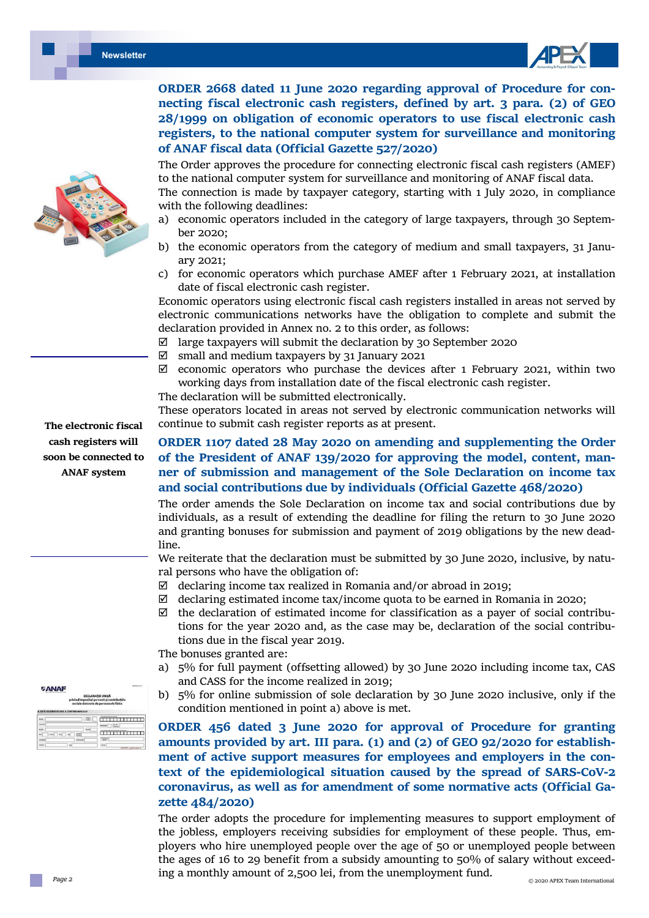## ORDER 2668 dated 11 June 2020 regarding approval of Procedure for connecting fiscal electronic cash registers, defined by art. 3 para. (2) of GEO 28/1999 on obligation of economic operators to use fiscal electronic cash registers, to the national computer system for surveillance and monitoring of ANAF fiscal data (Official Gazette 527/2020)

The Order approves the procedure for connecting electronic fiscal cash registers (AMEF) to the national computer system for surveillance and monitoring of ANAF fiscal data.

The connection is made by taxpayer category, starting with 1 July 2020, in compliance with the following deadlines:

a) economic operators included in the category of large taxpayers, through 30 September 2020;
b) the economic operators from the category of medium and small taxpayers, 31 January 2021;
c) for economic operators which purchase AMEF after 1 February 2021, at installation date of fiscal electronic cash register.

Economic operators using electronic fiscal cash registers installed in areas not served by electronic communications networks have the obligation to complete and submit the declaration provided in Annex no. 2 to this order, as follows:

- ☑ large taxpayers will submit the declaration by 30 September 2020
- ☑ small and medium taxpayers by 31 January 2021
- ☑ economic operators who purchase the devices after 1 February 2021, within two working days from installation date of the fiscal electronic cash register.

The declaration will be submitted electronically.

These operators located in areas not served by electronic communication networks will continue to submit cash register reports as at present.

**The electronic fiscal cash registers will soon be connected to ANAF system**

## ORDER 1107 dated 28 May 2020 on amending and supplementing the Order of the President of ANAF 139/2020 for approving the model, content, manner of submission and management of the Sole Declaration on income tax and social contributions due by individuals (Official Gazette 468/2020)

The order amends the Sole Declaration on income tax and social contributions due by individuals, as a result of extending the deadline for filing the return to 30 June 2020 and granting bonuses for submission and payment of 2019 obligations by the new deadline.

We reiterate that the declaration must be submitted by 30 June 2020, inclusive, by natural persons who have the obligation of:

- ☑ declaring income tax realized in Romania and/or abroad in 2019;
- ☑ declaring estimated income tax/income quota to be earned in Romania in 2020;
- ☑ the declaration of estimated income for classification as a payer of social contributions for the year 2020 and, as the case may be, declaration of the social contributions due in the fiscal year 2019.

The bonuses granted are:

a) 5% for full payment (offsetting allowed) by 30 June 2020 including income tax, CAS and CASS for the income realized in 2019;
b) 5% for online submission of sole declaration by 30 June 2020 inclusive, only if the condition mentioned in point a) above is met.

## ORDER 456 dated 3 June 2020 for approval of Procedure for granting amounts provided by art. III para. (1) and (2) of GEO 92/2020 for establishment of active support measures for employees and employers in the context of the epidemiological situation caused by the spread of SARS-CoV-2 coronavirus, as well as for amendment of some normative acts (Official Gazette 484/2020)

The order adopts the procedure for implementing measures to support employment of the jobless, employers receiving subsidies for employment of these people. Thus, employers who hire unemployed people over the age of 50 or unemployed people between the ages of 16 to 29 benefit from a subsidy amounting to 50% of salary without exceeding a monthly amount of 2,500 lei, from the unemployment fund.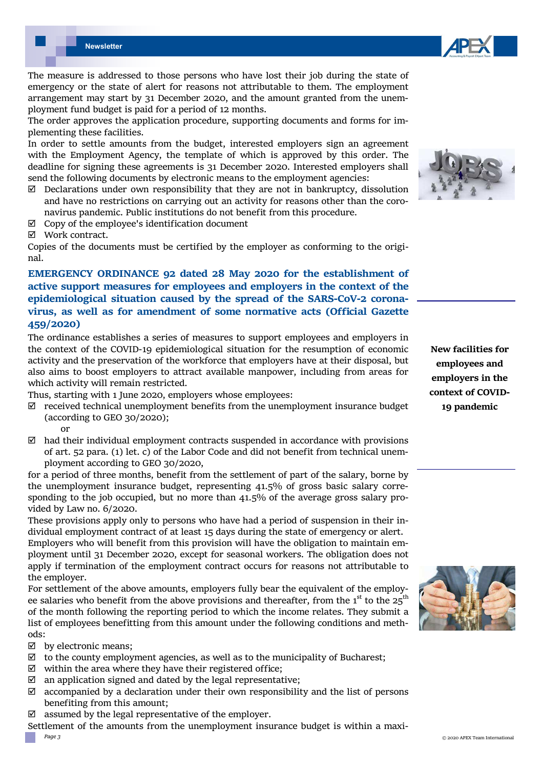The measure is addressed to those persons who have lost their job during the state of emergency or the state of alert for reasons not attributable to them. The employment arrangement may start by 31 December 2020, and the amount granted from the unemployment fund budget is paid for a period of 12 months.

The order approves the application procedure, supporting documents and forms for implementing these facilities.

In order to settle amounts from the budget, interested employers sign an agreement with the Employment Agency, the template of which is approved by this order. The deadline for signing these agreements is 31 December 2020. Interested employers shall send the following documents by electronic means to the employment agencies:

- ☑ Declarations under own responsibility that they are not in bankruptcy, dissolution and have no restrictions on carrying out an activity for reasons other than the coronavirus pandemic. Public institutions do not benefit from this procedure.
- ☑ Copy of the employee's identification document
- ☑ Work contract.

Copies of the documents must be certified by the employer as conforming to the original.

**New facilities for employees and employers in the context of COVID-19 pandemic**

## EMERGENCY ORDINANCE 92 dated 28 May 2020 for the establishment of active support measures for employees and employers in the context of the epidemiological situation caused by the spread of the SARS-CoV-2 coronavirus, as well as for amendment of some normative acts (Official Gazette 459/2020)

The ordinance establishes a series of measures to support employees and employers in the context of the COVID-19 epidemiological situation for the resumption of economic activity and the preservation of the workforce that employers have at their disposal, but also aims to boost employers to attract available manpower, including from areas for which activity will remain restricted.

Thus, starting with 1 June 2020, employers whose employees:

- ☑ received technical unemployment benefits from the unemployment insurance budget (according to GEO 30/2020);

  or
- ☑ had their individual employment contracts suspended in accordance with provisions of art. 52 para. (1) let. c) of the Labor Code and did not benefit from technical unemployment according to GEO 30/2020,

for a period of three months, benefit from the settlement of part of the salary, borne by the unemployment insurance budget, representing 41.5% of gross basic salary corresponding to the job occupied, but no more than 41.5% of the average gross salary provided by Law no. 6/2020.

These provisions apply only to persons who have had a period of suspension in their individual employment contract of at least 15 days during the state of emergency or alert.

Employers who will benefit from this provision will have the obligation to maintain employment until 31 December 2020, except for seasonal workers. The obligation does not apply if termination of the employment contract occurs for reasons not attributable to the employer.

For settlement of the above amounts, employers fully bear the equivalent of the employee salaries who benefit from the above provisions and thereafter, from the 1st to the 25th of the month following the reporting period to which the income relates. They submit a list of employees benefitting from this amount under the following conditions and methods:

- ☑ by electronic means;
- ☑ to the county employment agencies, as well as to the municipality of Bucharest;
- ☑ within the area where they have their registered office;
- ☑ an application signed and dated by the legal representative;
- ☑ accompanied by a declaration under their own responsibility and the list of persons benefiting from this amount;
- ☑ assumed by the legal representative of the employer.

Settlement of the amounts from the unemployment insurance budget is within a maxi-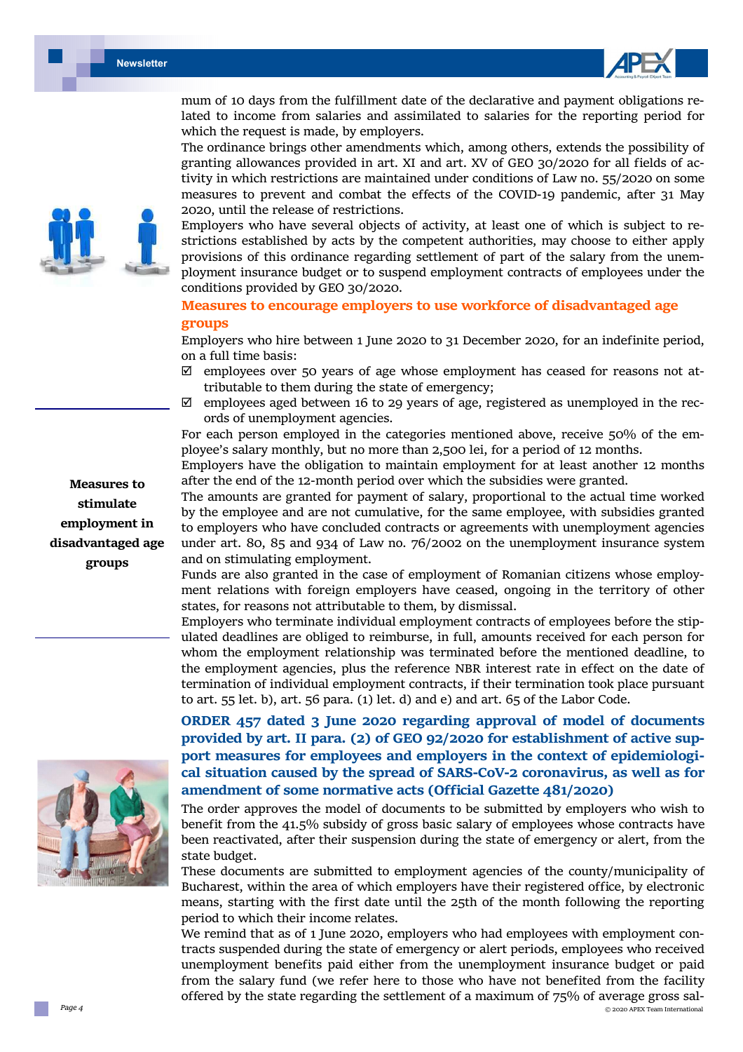mum of 10 days from the fulfillment date of the declarative and payment obligations related to income from salaries and assimilated to salaries for the reporting period for which the request is made, by employers.

The ordinance brings other amendments which, among others, extends the possibility of granting allowances provided in art. XI and art. XV of GEO 30/2020 for all fields of activity in which restrictions are maintained under conditions of Law no. 55/2020 on some measures to prevent and combat the effects of the COVID-19 pandemic, after 31 May 2020, until the release of restrictions.

Employers who have several objects of activity, at least one of which is subject to restrictions established by acts by the competent authorities, may choose to either apply provisions of this ordinance regarding settlement of part of the salary from the unemployment insurance budget or to suspend employment contracts of employees under the conditions provided by GEO 30/2020.

**Measures to stimulate employment in disadvantaged age groups**

### Measures to encourage employers to use workforce of disadvantaged age groups

Employers who hire between 1 June 2020 to 31 December 2020, for an indefinite period, on a full time basis:

- ☑ employees over 50 years of age whose employment has ceased for reasons not attributable to them during the state of emergency;
- ☑ employees aged between 16 to 29 years of age, registered as unemployed in the records of unemployment agencies.

For each person employed in the categories mentioned above, receive 50% of the employee's salary monthly, but no more than 2,500 lei, for a period of 12 months.

Employers have the obligation to maintain employment for at least another 12 months after the end of the 12-month period over which the subsidies were granted.

The amounts are granted for payment of salary, proportional to the actual time worked by the employee and are not cumulative, for the same employee, with subsidies granted to employers who have concluded contracts or agreements with unemployment agencies under art. 80, 85 and 934 of Law no. 76/2002 on the unemployment insurance system and on stimulating employment.

Funds are also granted in the case of employment of Romanian citizens whose employment relations with foreign employers have ceased, ongoing in the territory of other states, for reasons not attributable to them, by dismissal.

Employers who terminate individual employment contracts of employees before the stipulated deadlines are obliged to reimburse, in full, amounts received for each person for whom the employment relationship was terminated before the mentioned deadline, to the employment agencies, plus the reference NBR interest rate in effect on the date of termination of individual employment contracts, if their termination took place pursuant to art. 55 let. b), art. 56 para. (1) let. d) and e) and art. 65 of the Labor Code.

### ORDER 457 dated 3 June 2020 regarding approval of model of documents provided by art. II para. (2) of GEO 92/2020 for establishment of active support measures for employees and employers in the context of epidemiological situation caused by the spread of SARS-CoV-2 coronavirus, as well as for amendment of some normative acts (Official Gazette 481/2020)

The order approves the model of documents to be submitted by employers who wish to benefit from the 41.5% subsidy of gross basic salary of employees whose contracts have been reactivated, after their suspension during the state of emergency or alert, from the state budget.

These documents are submitted to employment agencies of the county/municipality of Bucharest, within the area of which employers have their registered office, by electronic means, starting with the first date until the 25th of the month following the reporting period to which their income relates.

We remind that as of 1 June 2020, employers who had employees with employment contracts suspended during the state of emergency or alert periods, employees who received unemployment benefits paid either from the unemployment insurance budget or paid from the salary fund (we refer here to those who have not benefited from the facility offered by the state regarding the settlement of a maximum of 75% of average gross sal-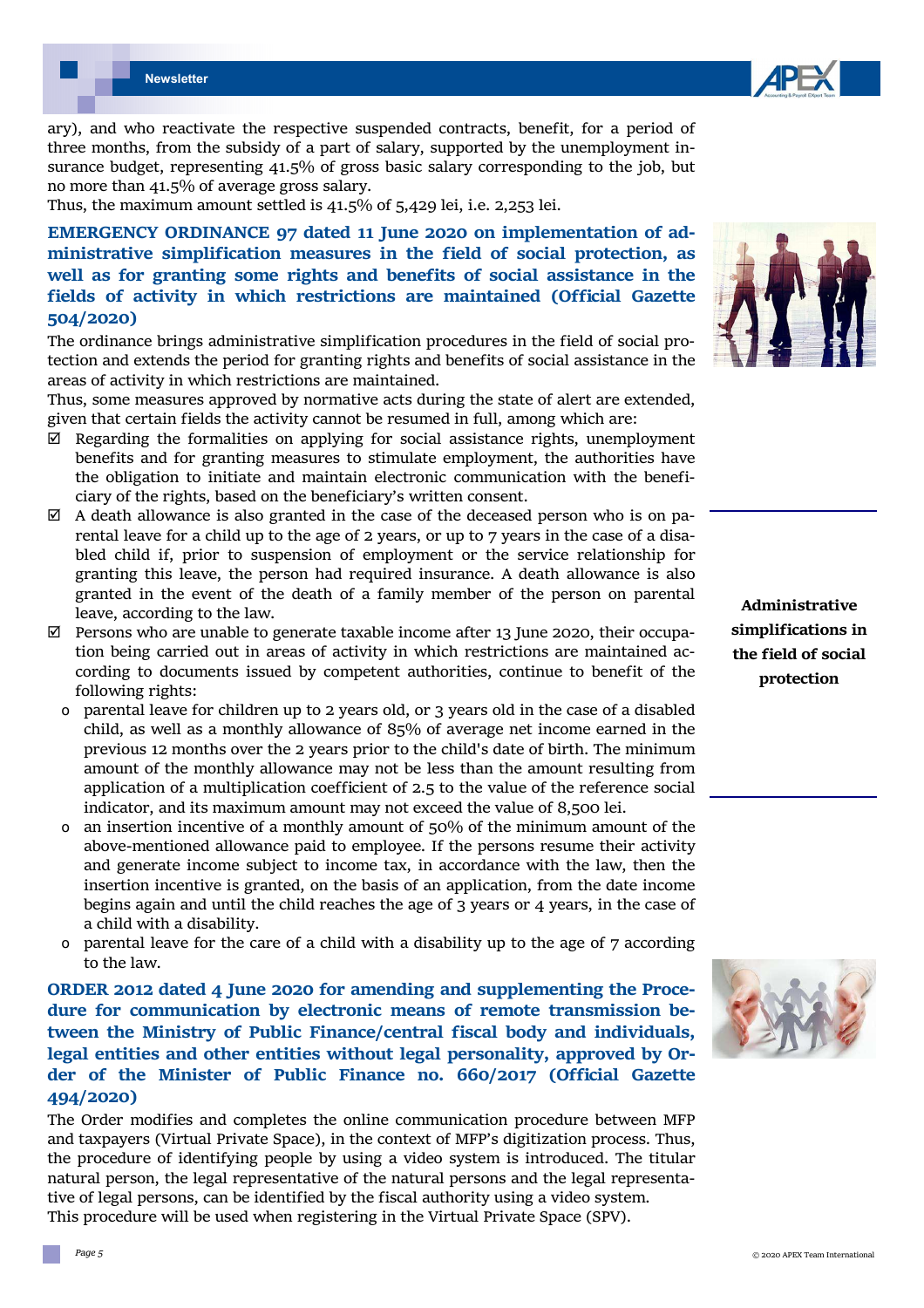ary), and who reactivate the respective suspended contracts, benefit, for a period of three months, from the subsidy of a part of salary, supported by the unemployment insurance budget, representing 41.5% of gross basic salary corresponding to the job, but no more than 41.5% of average gross salary.
Thus, the maximum amount settled is 41.5% of 5,429 lei, i.e. 2,253 lei.

### EMERGENCY ORDINANCE 97 dated 11 June 2020 on implementation of administrative simplification measures in the field of social protection, as well as for granting some rights and benefits of social assistance in the fields of activity in which restrictions are maintained (Official Gazette 504/2020)

The ordinance brings administrative simplification procedures in the field of social protection and extends the period for granting rights and benefits of social assistance in the areas of activity in which restrictions are maintained.
Thus, some measures approved by normative acts during the state of alert are extended, given that certain fields the activity cannot be resumed in full, among which are:

- ☑ Regarding the formalities on applying for social assistance rights, unemployment benefits and for granting measures to stimulate employment, the authorities have the obligation to initiate and maintain electronic communication with the beneficiary of the rights, based on the beneficiary's written consent.
- ☑ A death allowance is also granted in the case of the deceased person who is on parental leave for a child up to the age of 2 years, or up to 7 years in the case of a disabled child if, prior to suspension of employment or the service relationship for granting this leave, the person had required insurance. A death allowance is also granted in the event of the death of a family member of the person on parental leave, according to the law.
- ☑ Persons who are unable to generate taxable income after 13 June 2020, their occupation being carried out in areas of activity in which restrictions are maintained according to documents issued by competent authorities, continue to benefit of the following rights:
  - parental leave for children up to 2 years old, or 3 years old in the case of a disabled child, as well as a monthly allowance of 85% of average net income earned in the previous 12 months over the 2 years prior to the child's date of birth. The minimum amount of the monthly allowance may not be less than the amount resulting from application of a multiplication coefficient of 2.5 to the value of the reference social indicator, and its maximum amount may not exceed the value of 8,500 lei.
  - an insertion incentive of a monthly amount of 50% of the minimum amount of the above-mentioned allowance paid to employee. If the persons resume their activity and generate income subject to income tax, in accordance with the law, then the insertion incentive is granted, on the basis of an application, from the date income begins again and until the child reaches the age of 3 years or 4 years, in the case of a child with a disability.
  - parental leave for the care of a child with a disability up to the age of 7 according to the law.

**Administrative simplifications in the field of social protection**

### ORDER 2012 dated 4 June 2020 for amending and supplementing the Procedure for communication by electronic means of remote transmission between the Ministry of Public Finance/central fiscal body and individuals, legal entities and other entities without legal personality, approved by Order of the Minister of Public Finance no. 660/2017 (Official Gazette 494/2020)

The Order modifies and completes the online communication procedure between MFP and taxpayers (Virtual Private Space), in the context of MFP's digitization process. Thus, the procedure of identifying people by using a video system is introduced. The titular natural person, the legal representative of the natural persons and the legal representative of legal persons, can be identified by the fiscal authority using a video system.
This procedure will be used when registering in the Virtual Private Space (SPV).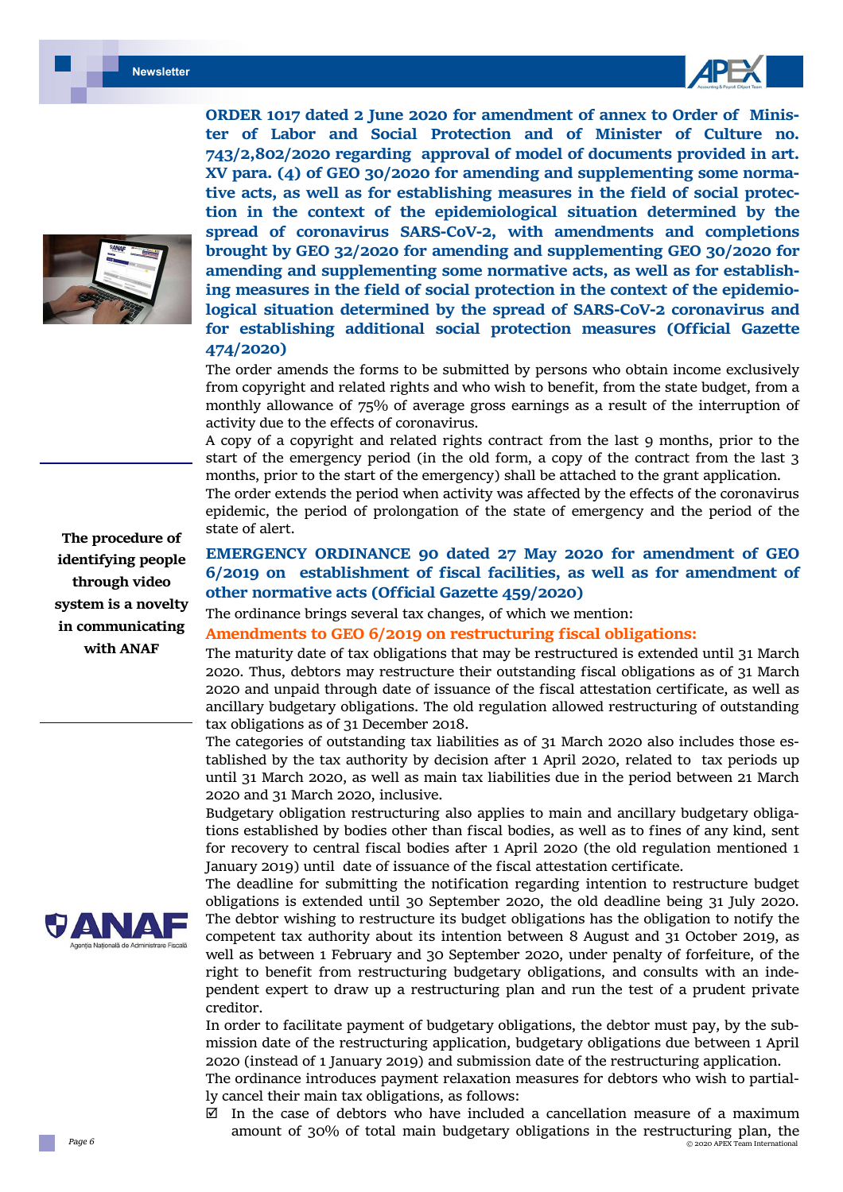## ORDER 1017 dated 2 June 2020 for amendment of annex to Order of Minister of Labor and Social Protection and of Minister of Culture no. 743/2,802/2020 regarding approval of model of documents provided in art. XV para. (4) of GEO 30/2020 for amending and supplementing some normative acts, as well as for establishing measures in the field of social protection in the context of the epidemiological situation determined by the spread of coronavirus SARS-CoV-2, with amendments and completions brought by GEO 32/2020 for amending and supplementing GEO 30/2020 for amending and supplementing some normative acts, as well as for establishing measures in the field of social protection in the context of the epidemiological situation determined by the spread of SARS-CoV-2 coronavirus and for establishing additional social protection measures (Official Gazette 474/2020)

The order amends the forms to be submitted by persons who obtain income exclusively from copyright and related rights and who wish to benefit, from the state budget, from a monthly allowance of 75% of average gross earnings as a result of the interruption of activity due to the effects of coronavirus.

A copy of a copyright and related rights contract from the last 9 months, prior to the start of the emergency period (in the old form, a copy of the contract from the last 3 months, prior to the start of the emergency) shall be attached to the grant application.

The order extends the period when activity was affected by the effects of the coronavirus epidemic, the period of prolongation of the state of emergency and the period of the state of alert.

**The procedure of identifying people through video system is a novelty in communicating with ANAF**

## EMERGENCY ORDINANCE 90 dated 27 May 2020 for amendment of GEO 6/2019 on establishment of fiscal facilities, as well as for amendment of other normative acts (Official Gazette 459/2020)

The ordinance brings several tax changes, of which we mention:

### Amendments to GEO 6/2019 on restructuring fiscal obligations:

The maturity date of tax obligations that may be restructured is extended until 31 March 2020. Thus, debtors may restructure their outstanding fiscal obligations as of 31 March 2020 and unpaid through date of issuance of the fiscal attestation certificate, as well as ancillary budgetary obligations. The old regulation allowed restructuring of outstanding tax obligations as of 31 December 2018.

The categories of outstanding tax liabilities as of 31 March 2020 also includes those established by the tax authority by decision after 1 April 2020, related to tax periods up until 31 March 2020, as well as main tax liabilities due in the period between 21 March 2020 and 31 March 2020, inclusive.

Budgetary obligation restructuring also applies to main and ancillary budgetary obligations established by bodies other than fiscal bodies, as well as to fines of any kind, sent for recovery to central fiscal bodies after 1 April 2020 (the old regulation mentioned 1 January 2019) until date of issuance of the fiscal attestation certificate.

The deadline for submitting the notification regarding intention to restructure budget obligations is extended until 30 September 2020, the old deadline being 31 July 2020. The debtor wishing to restructure its budget obligations has the obligation to notify the competent tax authority about its intention between 8 August and 31 October 2019, as well as between 1 February and 30 September 2020, under penalty of forfeiture, of the right to benefit from restructuring budgetary obligations, and consults with an independent expert to draw up a restructuring plan and run the test of a prudent private creditor.

In order to facilitate payment of budgetary obligations, the debtor must pay, by the submission date of the restructuring application, budgetary obligations due between 1 April 2020 (instead of 1 January 2019) and submission date of the restructuring application.

The ordinance introduces payment relaxation measures for debtors who wish to partially cancel their main tax obligations, as follows:

- ☑ In the case of debtors who have included a cancellation measure of a maximum amount of 30% of total main budgetary obligations in the restructuring plan, the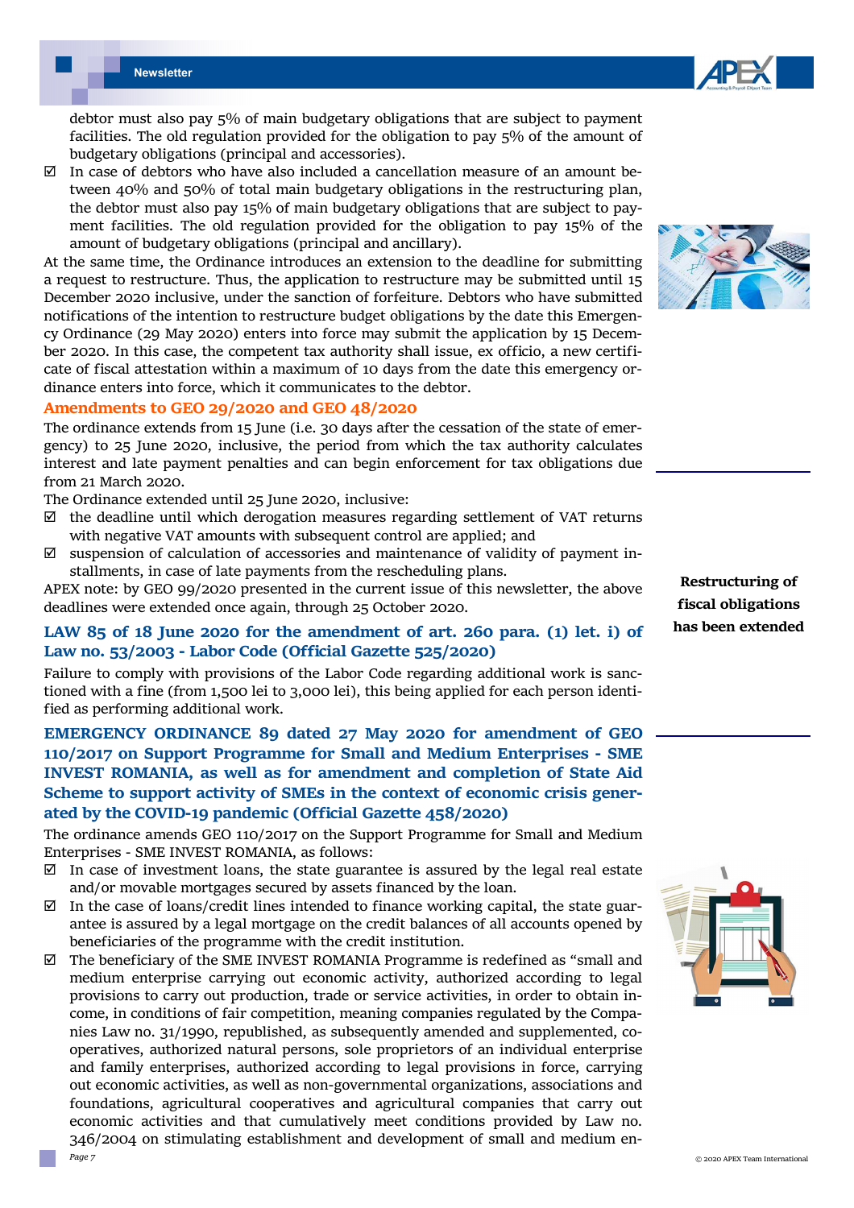debtor must also pay 5% of main budgetary obligations that are subject to payment facilities. The old regulation provided for the obligation to pay 5% of the amount of budgetary obligations (principal and accessories).

- ☑ In case of debtors who have also included a cancellation measure of an amount between 40% and 50% of total main budgetary obligations in the restructuring plan, the debtor must also pay 15% of main budgetary obligations that are subject to payment facilities. The old regulation provided for the obligation to pay 15% of the amount of budgetary obligations (principal and ancillary).

At the same time, the Ordinance introduces an extension to the deadline for submitting a request to restructure. Thus, the application to restructure may be submitted until 15 December 2020 inclusive, under the sanction of forfeiture. Debtors who have submitted notifications of the intention to restructure budget obligations by the date this Emergency Ordinance (29 May 2020) enters into force may submit the application by 15 December 2020. In this case, the competent tax authority shall issue, ex officio, a new certificate of fiscal attestation within a maximum of 10 days from the date this emergency ordinance enters into force, which it communicates to the debtor.

### Amendments to GEO 29/2020 and GEO 48/2020

The ordinance extends from 15 June (i.e. 30 days after the cessation of the state of emergency) to 25 June 2020, inclusive, the period from which the tax authority calculates interest and late payment penalties and can begin enforcement for tax obligations due from 21 March 2020.

The Ordinance extended until 25 June 2020, inclusive:

- ☑ the deadline until which derogation measures regarding settlement of VAT returns with negative VAT amounts with subsequent control are applied; and
- ☑ suspension of calculation of accessories and maintenance of validity of payment instalments, in case of late payments from the rescheduling plans.

APEX note: by GEO 99/2020 presented in the current issue of this newsletter, the above deadlines were extended once again, through 25 October 2020.

**Restructuring of fiscal obligations has been extended**

## LAW 85 of 18 June 2020 for the amendment of art. 260 para. (1) let. i) of Law no. 53/2003 - Labor Code (Official Gazette 525/2020)

Failure to comply with provisions of the Labor Code regarding additional work is sanctioned with a fine (from 1,500 lei to 3,000 lei), this being applied for each person identified as performing additional work.

## EMERGENCY ORDINANCE 89 dated 27 May 2020 for amendment of GEO 110/2017 on Support Programme for Small and Medium Enterprises - SME INVEST ROMANIA, as well as for amendment and completion of State Aid Scheme to support activity of SMEs in the context of economic crisis generated by the COVID-19 pandemic (Official Gazette 458/2020)

The ordinance amends GEO 110/2017 on the Support Programme for Small and Medium Enterprises - SME INVEST ROMANIA, as follows:

- ☑ In case of investment loans, the state guarantee is assured by the legal real estate and/or movable mortgages secured by assets financed by the loan.
- ☑ In the case of loans/credit lines intended to finance working capital, the state guarantee is assured by a legal mortgage on the credit balances of all accounts opened by beneficiaries of the programme with the credit institution.
- ☑ The beneficiary of the SME INVEST ROMANIA Programme is redefined as "small and medium enterprise carrying out economic activity, authorized according to legal provisions to carry out production, trade or service activities, in order to obtain income, in conditions of fair competition, meaning companies regulated by the Companies Law no. 31/1990, republished, as subsequently amended and supplemented, cooperatives, authorized natural persons, sole proprietors of an individual enterprise and family enterprises, authorized according to legal provisions in force, carrying out economic activities, as well as non-governmental organizations, associations and foundations, agricultural cooperatives and agricultural companies that carry out economic activities and that cumulatively meet conditions provided by Law no. 346/2004 on stimulating establishment and development of small and medium en-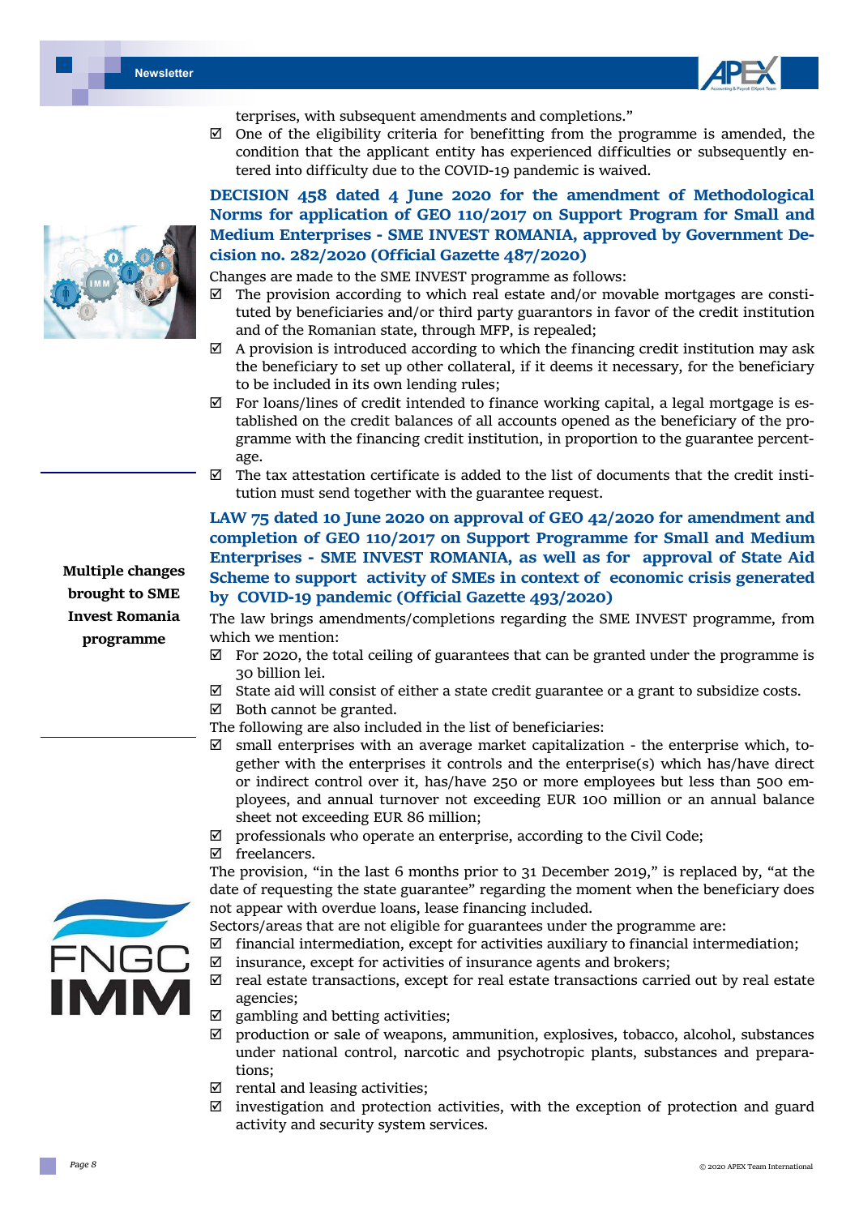terprises, with subsequent amendments and completions."

- ☑ One of the eligibility criteria for benefitting from the programme is amended, the condition that the applicant entity has experienced difficulties or subsequently entered into difficulty due to the COVID-19 pandemic is waived.

### DECISION 458 dated 4 June 2020 for the amendment of Methodological Norms for application of GEO 110/2017 on Support Program for Small and Medium Enterprises - SME INVEST ROMANIA, approved by Government Decision no. 282/2020 (Official Gazette 487/2020)

Changes are made to the SME INVEST programme as follows:

- ☑ The provision according to which real estate and/or movable mortgages are constituted by beneficiaries and/or third party guarantors in favor of the credit institution and of the Romanian state, through MFP, is repealed;
- ☑ A provision is introduced according to which the financing credit institution may ask the beneficiary to set up other collateral, if it deems it necessary, for the beneficiary to be included in its own lending rules;
- ☑ For loans/lines of credit intended to finance working capital, a legal mortgage is established on the credit balances of all accounts opened as the beneficiary of the programme with the financing credit institution, in proportion to the guarantee percentage.
- ☑ The tax attestation certificate is added to the list of documents that the credit institution must send together with the guarantee request.

**Multiple changes brought to SME Invest Romania programme**

### LAW 75 dated 10 June 2020 on approval of GEO 42/2020 for amendment and completion of GEO 110/2017 on Support Programme for Small and Medium Enterprises - SME INVEST ROMANIA, as well as for approval of State Aid Scheme to support activity of SMEs in context of economic crisis generated by COVID-19 pandemic (Official Gazette 493/2020)

The law brings amendments/completions regarding the SME INVEST programme, from which we mention:

- ☑ For 2020, the total ceiling of guarantees that can be granted under the programme is 30 billion lei.
- ☑ State aid will consist of either a state credit guarantee or a grant to subsidize costs.
- ☑ Both cannot be granted.

The following are also included in the list of beneficiaries:

- ☑ small enterprises with an average market capitalization - the enterprise which, together with the enterprises it controls and the enterprise(s) which has/have direct or indirect control over it, has/have 250 or more employees but less than 500 employees, and annual turnover not exceeding EUR 100 million or an annual balance sheet not exceeding EUR 86 million;
- ☑ professionals who operate an enterprise, according to the Civil Code;
- ☑ freelancers.

The provision, "in the last 6 months prior to 31 December 2019," is replaced by, "at the date of requesting the state guarantee" regarding the moment when the beneficiary does not appear with overdue loans, lease financing included.

Sectors/areas that are not eligible for guarantees under the programme are:

- ☑ financial intermediation, except for activities auxiliary to financial intermediation;
- ☑ insurance, except for activities of insurance agents and brokers;
- ☑ real estate transactions, except for real estate transactions carried out by real estate agencies;
- ☑ gambling and betting activities;
- ☑ production or sale of weapons, ammunition, explosives, tobacco, alcohol, substances under national control, narcotic and psychotropic plants, substances and preparations;
- ☑ rental and leasing activities;
- ☑ investigation and protection activities, with the exception of protection and guard activity and security system services.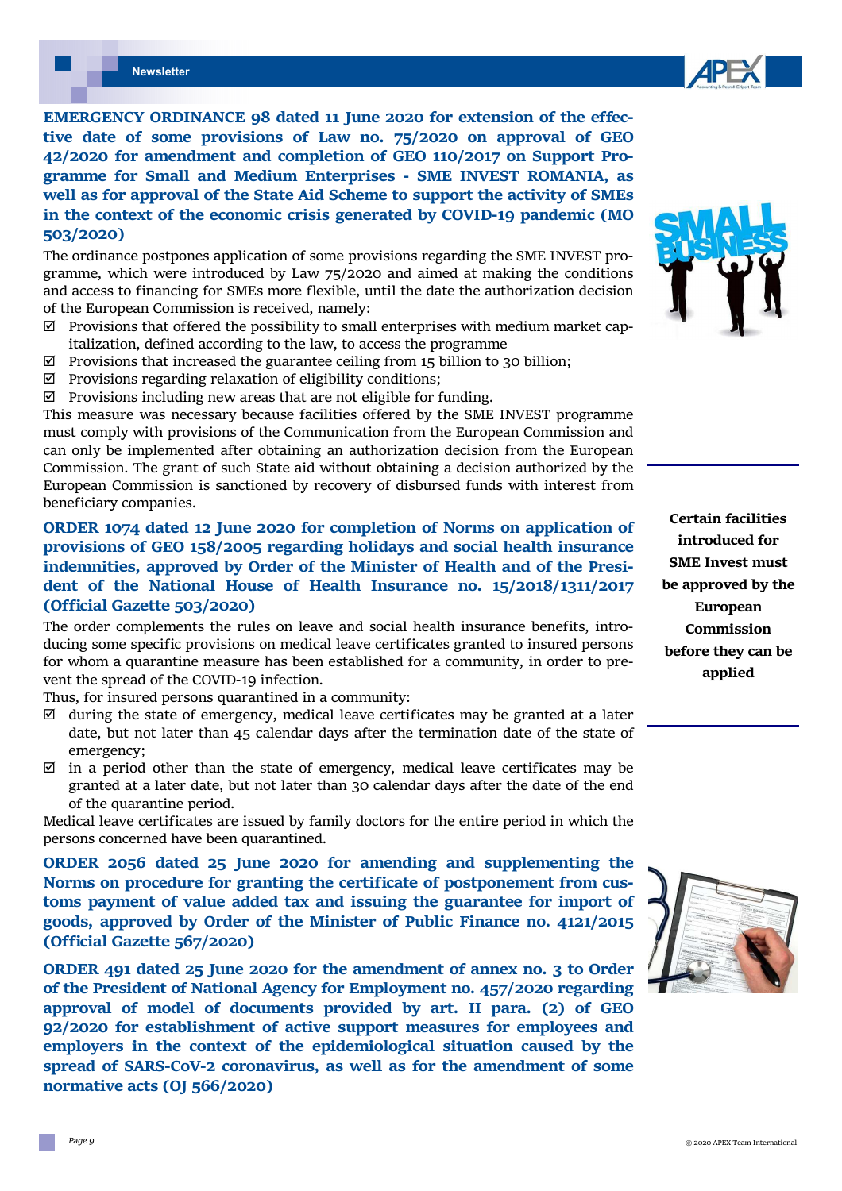**EMERGENCY ORDINANCE 98 dated 11 June 2020 for extension of the effective date of some provisions of Law no. 75/2020 on approval of GEO 42/2020 for amendment and completion of GEO 110/2017 on Support Programme for Small and Medium Enterprises - SME INVEST ROMANIA, as well as for approval of the State Aid Scheme to support the activity of SMEs in the context of the economic crisis generated by COVID-19 pandemic (MO 503/2020)**

The ordinance postpones application of some provisions regarding the SME INVEST programme, which were introduced by Law 75/2020 and aimed at making the conditions and access to financing for SMEs more flexible, until the date the authorization decision of the European Commission is received, namely:

- ☑ Provisions that offered the possibility to small enterprises with medium market capitalization, defined according to the law, to access the programme
- ☑ Provisions that increased the guarantee ceiling from 15 billion to 30 billion;
- ☑ Provisions regarding relaxation of eligibility conditions;
- ☑ Provisions including new areas that are not eligible for funding.

This measure was necessary because facilities offered by the SME INVEST programme must comply with provisions of the Communication from the European Commission and can only be implemented after obtaining an authorization decision from the European Commission. The grant of such State aid without obtaining a decision authorized by the European Commission is sanctioned by recovery of disbursed funds with interest from beneficiary companies.

**Certain facilities introduced for SME Invest must be approved by the European Commission before they can be applied**

**ORDER 1074 dated 12 June 2020 for completion of Norms on application of provisions of GEO 158/2005 regarding holidays and social health insurance indemnities, approved by Order of the Minister of Health and of the President of the National House of Health Insurance no. 15/2018/1311/2017 (Official Gazette 503/2020)**

The order complements the rules on leave and social health insurance benefits, introducing some specific provisions on medical leave certificates granted to insured persons for whom a quarantine measure has been established for a community, in order to prevent the spread of the COVID-19 infection.

Thus, for insured persons quarantined in a community:

- ☑ during the state of emergency, medical leave certificates may be granted at a later date, but not later than 45 calendar days after the termination date of the state of emergency;
- ☑ in a period other than the state of emergency, medical leave certificates may be granted at a later date, but not later than 30 calendar days after the date of the end of the quarantine period.

Medical leave certificates are issued by family doctors for the entire period in which the persons concerned have been quarantined.

**ORDER 2056 dated 25 June 2020 for amending and supplementing the Norms on procedure for granting the certificate of postponement from customs payment of value added tax and issuing the guarantee for import of goods, approved by Order of the Minister of Public Finance no. 4121/2015 (Official Gazette 567/2020)**

**ORDER 491 dated 25 June 2020 for the amendment of annex no. 3 to Order of the President of National Agency for Employment no. 457/2020 regarding approval of model of documents provided by art. II para. (2) of GEO 92/2020 for establishment of active support measures for employees and employers in the context of the epidemiological situation caused by the spread of SARS-CoV-2 coronavirus, as well as for the amendment of some normative acts (OJ 566/2020)**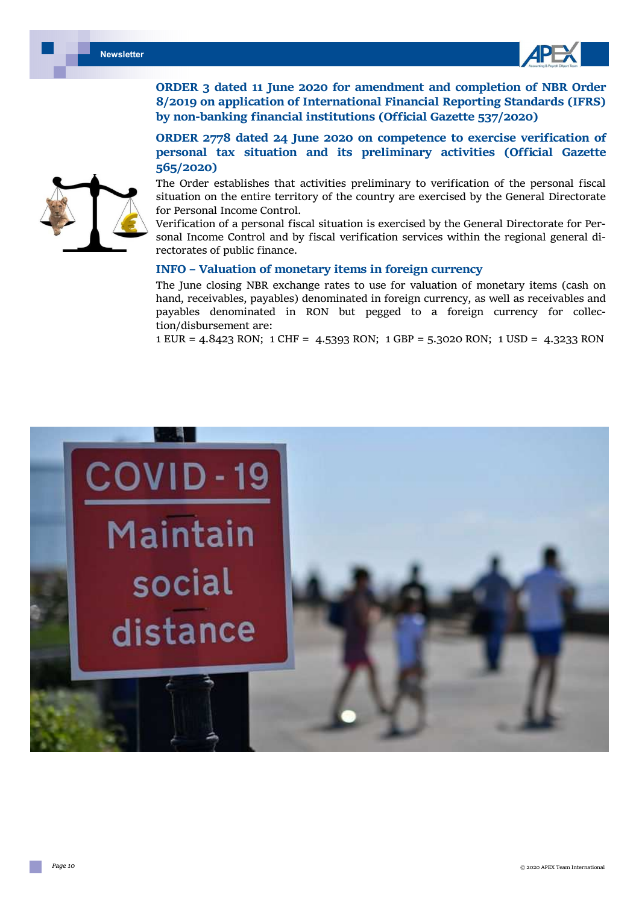### ORDER 3 dated 11 June 2020 for amendment and completion of NBR Order 8/2019 on application of International Financial Reporting Standards (IFRS) by non-banking financial institutions (Official Gazette 537/2020)

### ORDER 2778 dated 24 June 2020 on competence to exercise verification of personal tax situation and its preliminary activities (Official Gazette 565/2020)

The Order establishes that activities preliminary to verification of the personal fiscal situation on the entire territory of the country are exercised by the General Directorate for Personal Income Control.

Verification of a personal fiscal situation is exercised by the General Directorate for Personal Income Control and by fiscal verification services within the regional general directorates of public finance.

### INFO – Valuation of monetary items in foreign currency

The June closing NBR exchange rates to use for valuation of monetary items (cash on hand, receivables, payables) denominated in foreign currency, as well as receivables and payables denominated in RON but pegged to a foreign currency for collection/disbursement are:

1 EUR = 4.8423 RON; 1 CHF = 4.5393 RON; 1 GBP = 5.3020 RON; 1 USD = 4.3233 RON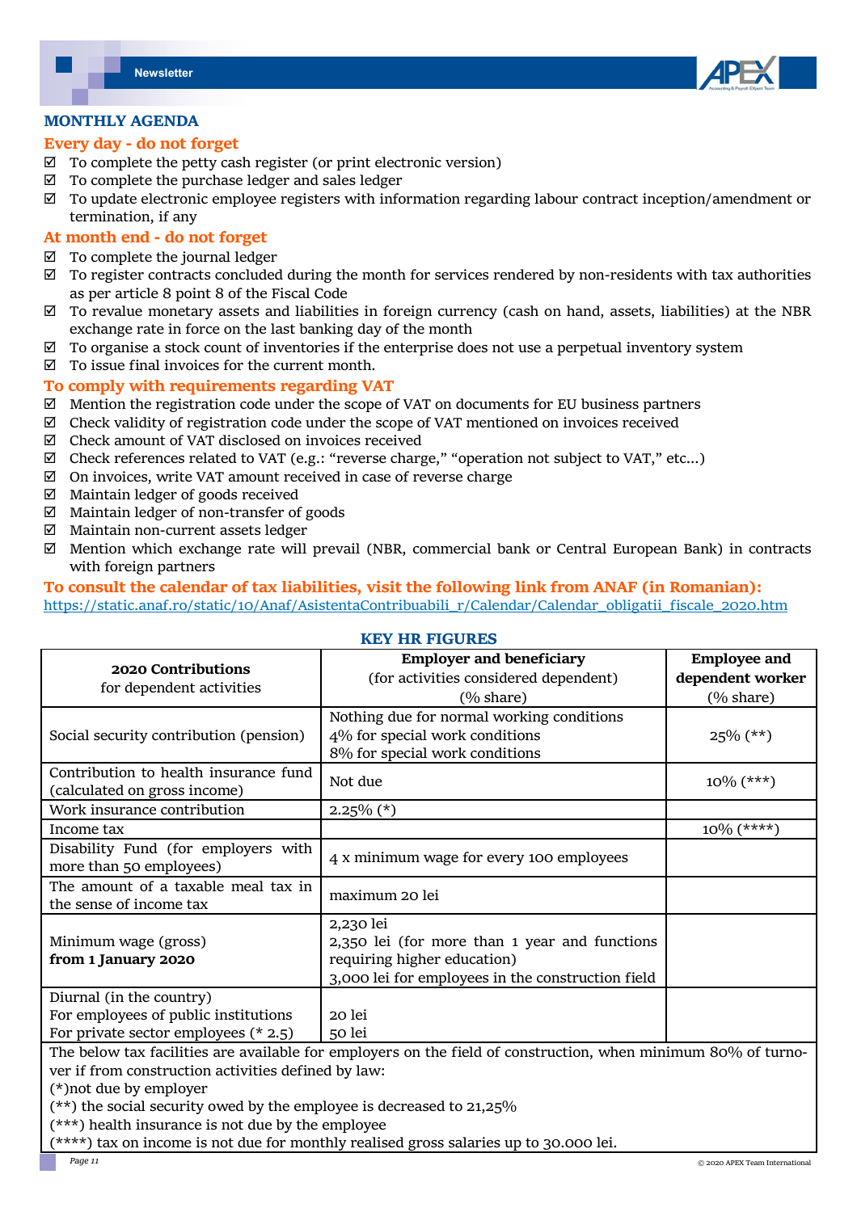## MONTHLY AGENDA

### Every day - do not forget

- ☑ To complete the petty cash register (or print electronic version)
- ☑ To complete the purchase ledger and sales ledger
- ☑ To update electronic employee registers with information regarding labour contract inception/amendment or termination, if any

### At month end - do not forget

- ☑ To complete the journal ledger
- ☑ To register contracts concluded during the month for services rendered by non-residents with tax authorities as per article 8 point 8 of the Fiscal Code
- ☑ To revalue monetary assets and liabilities in foreign currency (cash on hand, assets, liabilities) at the NBR exchange rate in force on the last banking day of the month
- ☑ To organise a stock count of inventories if the enterprise does not use a perpetual inventory system
- ☑ To issue final invoices for the current month.

### To comply with requirements regarding VAT

- ☑ Mention the registration code under the scope of VAT on documents for EU business partners
- ☑ Check validity of registration code under the scope of VAT mentioned on invoices received
- ☑ Check amount of VAT disclosed on invoices received
- ☑ Check references related to VAT (e.g.: “reverse charge,” “operation not subject to VAT,” etc...)
- ☑ On invoices, write VAT amount received in case of reverse charge
- ☑ Maintain ledger of goods received
- ☑ Maintain ledger of non-transfer of goods
- ☑ Maintain non-current assets ledger
- ☑ Mention which exchange rate will prevail (NBR, commercial bank or Central European Bank) in contracts with foreign partners

### To consult the calendar of tax liabilities, visit the following link from ANAF (in Romanian):

https://static.anaf.ro/static/10/Anaf/AsistentaContribuabili_r/Calendar/Calendar_obligatii_fiscale_2020.htm

## KEY HR FIGURES

| **2020 Contributions** for dependent activities | **Employer and beneficiary** (for activities considered dependent) (% share) | **Employee and dependent worker** (% share) |
|---|---|---|
| Social security contribution (pension) | Nothing due for normal working conditions<br>4% for special work conditions<br>8% for special work conditions | 25% (**) |
| Contribution to health insurance fund (calculated on gross income) | Not due | 10% (***) |
| Work insurance contribution | 2.25% (*) | |
| Income tax | | 10% (****) |
| Disability Fund (for employers with more than 50 employees) | 4 x minimum wage for every 100 employees | |
| The amount of a taxable meal tax in the sense of income tax | maximum 20 lei | |
| Minimum wage (gross) **from 1 January 2020** | 2,230 lei<br>2,350 lei (for more than 1 year and functions requiring higher education)<br>3,000 lei for employees in the construction field | |
| Diurnal (in the country)<br>For employees of public institutions<br>For private sector employees (* 2.5) | <br>20 lei<br>50 lei | |

The below tax facilities are available for employers on the field of construction, when minimum 80% of turnover if from construction activities defined by law:
(*)not due by employer
(**) the social security owed by the employee is decreased to 21,25%
(***) health insurance is not due by the employee
(****) tax on income is not due for monthly realised gross salaries up to 30.000 lei.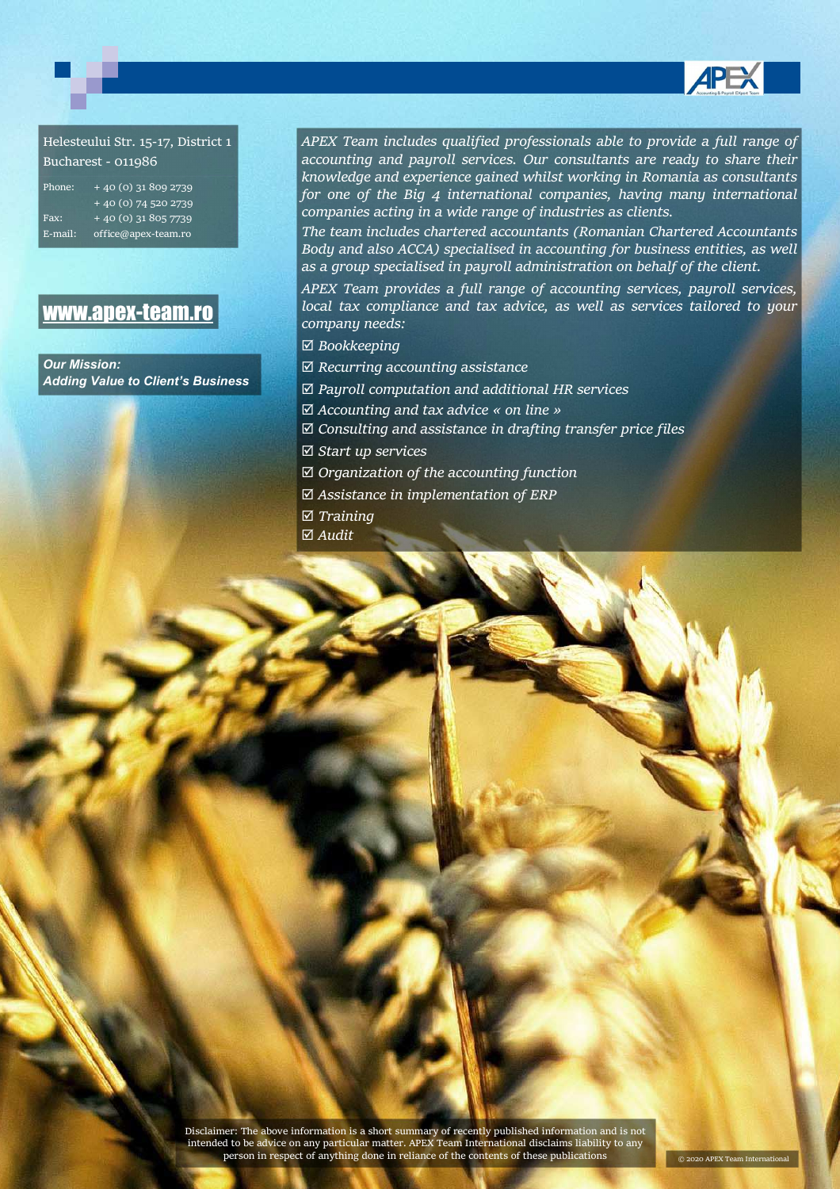Helesteului Str. 15-17, District 1
Bucharest - 011986

Phone: + 40 (0) 31 809 2739
+ 40 (0) 74 520 2739
Fax: + 40 (0) 31 805 7739
E-mail: office@apex-team.ro

www.apex-team.ro

***Our Mission:***
***Adding Value to Client's Business***

*APEX Team includes qualified professionals able to provide a full range of accounting and payroll services. Our consultants are ready to share their knowledge and experience gained whilst working in Romania as consultants for one of the Big 4 international companies, having many international companies acting in a wide range of industries as clients.*

*The team includes chartered accountants (Romanian Chartered Accountants Body and also ACCA) specialised in accounting for business entities, as well as a group specialised in payroll administration on behalf of the client.*

*APEX Team provides a full range of accounting services, payroll services, local tax compliance and tax advice, as well as services tailored to your company needs:*

- ☑ *Bookkeeping*
- ☑ *Recurring accounting assistance*
- ☑ *Payroll computation and additional HR services*
- ☑ *Accounting and tax advice « on line »*
- ☑ *Consulting and assistance in drafting transfer price files*
- ☑ *Start up services*
- ☑ *Organization of the accounting function*
- ☑ *Assistance in implementation of ERP*
- ☑ *Training*
- ☑ *Audit*

Disclaimer: The above information is a short summary of recently published information and is not intended to be advice on any particular matter. APEX Team International disclaims liability to any person in respect of anything done in reliance of the contents of these publications

© 2020 APEX Team International